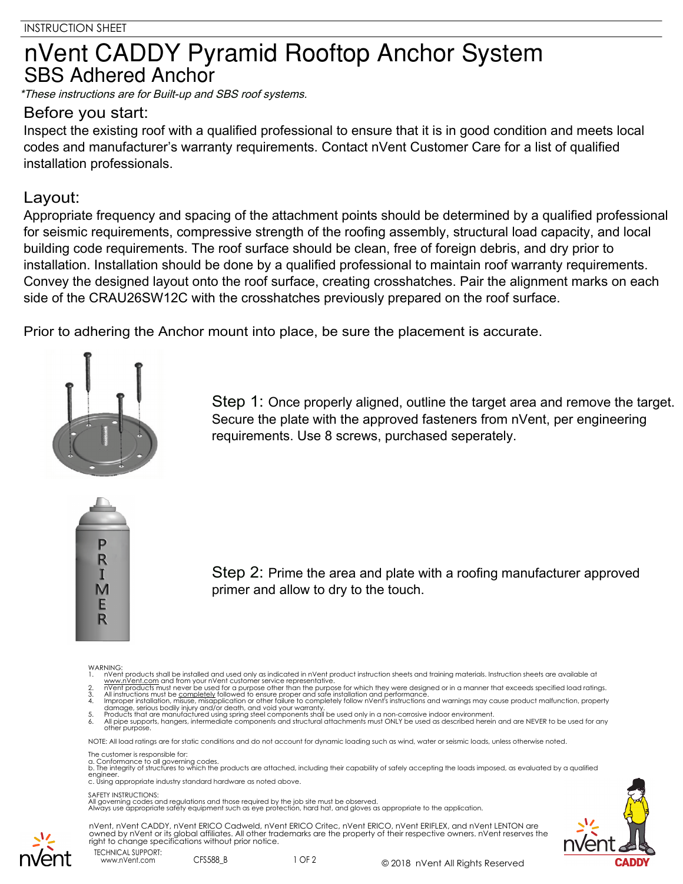INSTRUCTION SHEET

# nVent CADDY Pyramid Rooftop Anchor System

## SBS Adhered Anchor

*\*These instructions are for Built-up and SBS roof systems.*

### Before you start:

Inspect the existing roof with a qualified professional to ensure that it is in good condition and meets local codes and manufacturer's warranty requirements. Contact nVent Customer Care for a list of qualified installation professionals.

### Layout:

Appropriate frequency and spacing of the attachment points should be determined by a qualified professional for seismic requirements, compressive strength of the roofing assembly, structural load capacity, and local building code requirements. The roof surface should be clean, free of foreign debris, and dry prior to installation. Installation should be done by a qualified professional to maintain roof warranty requirements. Convey the designed layout onto the roof surface, creating crosshatches. Pair the alignment marks on each side of the CRAU26SW12C with the crosshatches previously prepared on the roof surface.

Prior to adhering the Anchor mount into place, be sure the placement is accurate.

Step 1: Once properly aligned, outline the target area and remove the target. Secure the plate with the approved fasteners from nVent, per engineering requirements. Use 8 screws, purchased seperately.

Step 2: Prime the area and plate with a roofing manufacturer approved primer and allow to dry to the touch.

WARNING:

1. nVent products shall be installed and used only as indicated in nVent product instruction sheets and training materials. Instruction sheets are available at www.nVent.com and from your nVent customer service representative.
2. nVent products must never be used for a purpose other than the purpose for which they were designed or in a manner that exceeds specified load ratings.
3. All instructions must be completely followed to ensure proper and safe installation and performance.
4. Improper installation, misuse, misapplication or other failure to completely follow nVent's instructions and warnings may cause product malfunction, property damage, serious bodily injury and/or death, and void your warranty.
5. Products that are manufactured using spring steel components shall be used only in a non-corrosive indoor environment.
6. All pipe supports, hangers, intermediate components and structural attachments must ONLY be used as described herein and are NEVER to be used for any other purpose.

NOTE: All load ratings are for static conditions and do not account for dynamic loading such as wind, water or seismic loads, unless otherwise noted.

The customer is responsible for:
a. Conformance to all governing codes.
b. The integrity of structures to which the products are attached, including their capability of safely accepting the loads imposed, as evaluated by a qualified engineer.
c. Using appropriate industry standard hardware as noted above.

SAFETY INSTRUCTIONS:
All governing codes and regulations and those required by the job site must be observed.
Always use appropriate safety equipment such as eye protection, hard hat, and gloves as appropriate to the application.

nVent, nVent CADDY, nVent ERICO Cadweld, nVent ERICO Critec, nVent ERICO, nVent ERIFLEX, and nVent LENTON are owned by nVent or its global affiliates. All other trademarks are the property of their respective owners. nVent reserves the right to change specifications without prior notice.

TECHNICAL SUPPORT:
www.nVent.com

CFS588_B

© 2018 nVent All Rights Reserved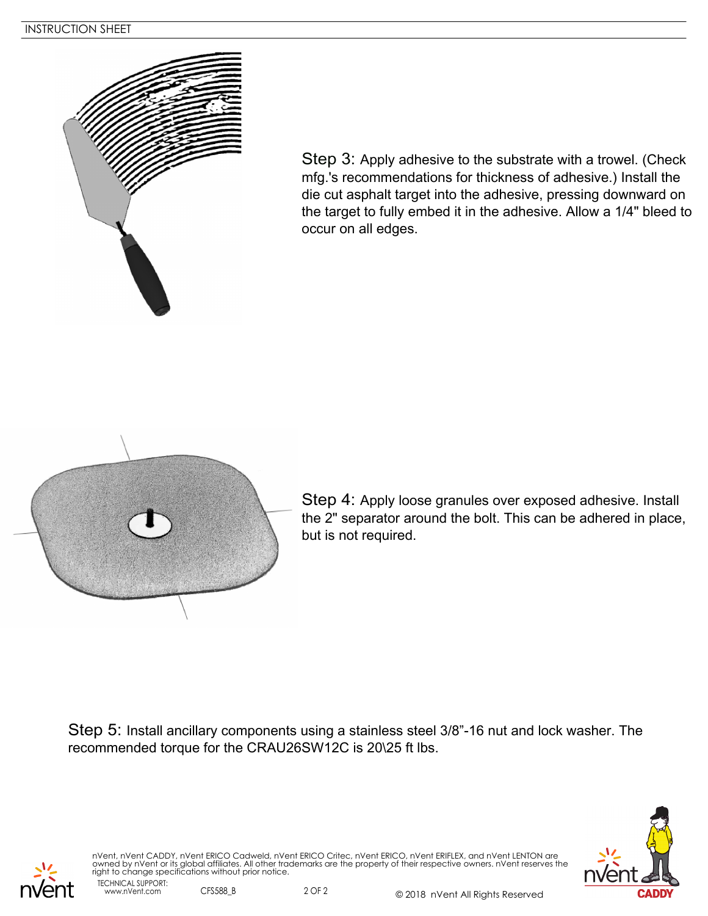Step 3: Apply adhesive to the substrate with a trowel. (Check mfg.'s recommendations for thickness of adhesive.) Install the die cut asphalt target into the adhesive, pressing downward on the target to fully embed it in the adhesive. Allow a 1/4" bleed to occur on all edges.

Step 4: Apply loose granules over exposed adhesive. Install the 2" separator around the bolt. This can be adhered in place, but is not required.

Step 5: Install ancillary components using a stainless steel 3/8”-16 nut and lock washer. The recommended torque for the CRAU26SW12C is 20\25 ft lbs.

nVent, nVent CADDY, nVent ERICO Cadweld, nVent ERICO Critec, nVent ERICO, nVent ERIFLEX, and nVent LENTON are owned by nVent or its global affiliates. All other trademarks are the property of their respective owners. nVent reserves the right to change specifications without prior notice.

TECHNICAL SUPPORT:
www.nVent.com

CFS588_B

© 2018 nVent All Rights Reserved